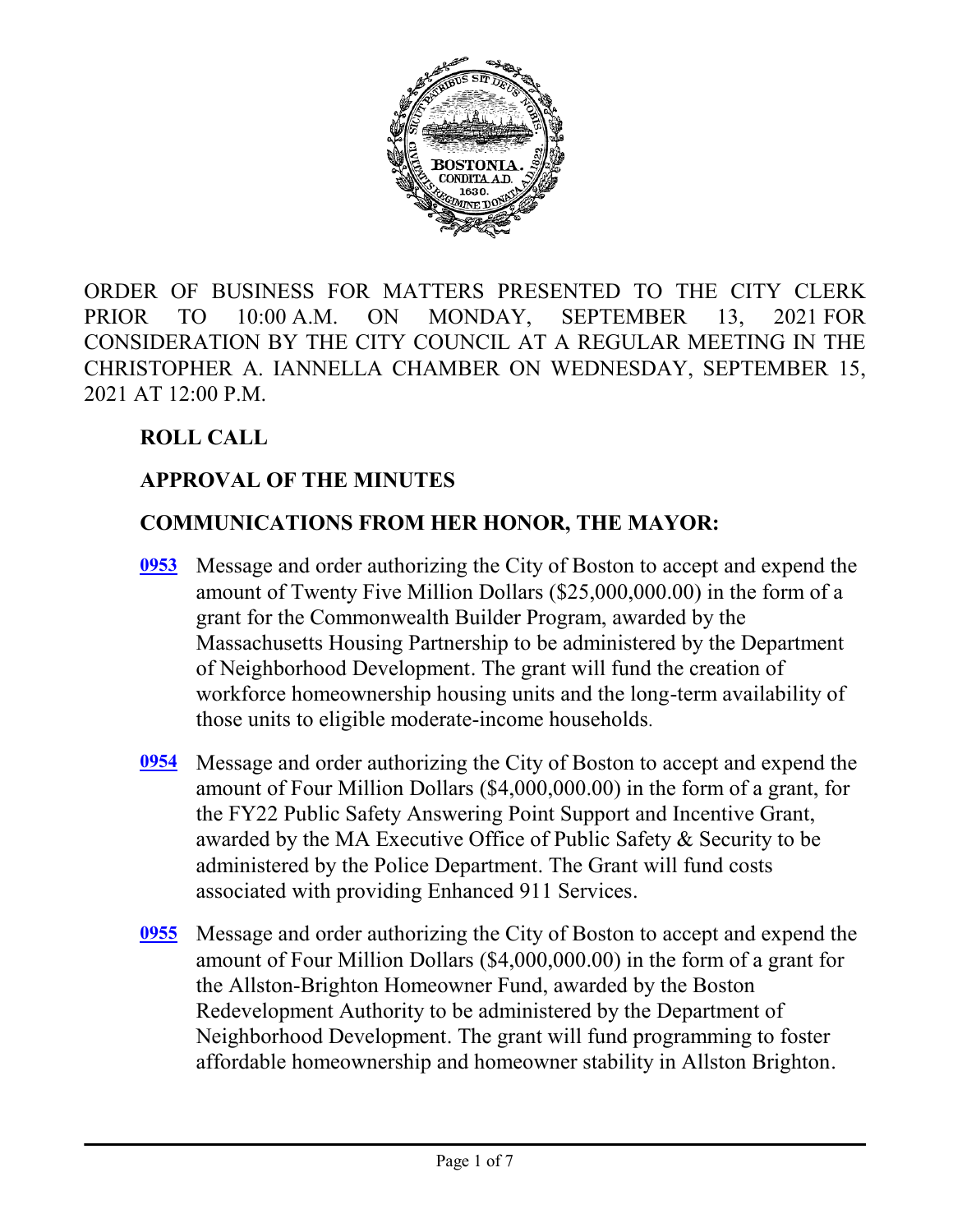ORDER OF BUSINESS FOR MATTERS PRESENTED TO THE CITY CLERK PRIOR TO 10:00 A.M. ON MONDAY, SEPTEMBER 13, 2021 FOR CONSIDERATION BY THE CITY COUNCIL AT A REGULAR MEETING IN THE CHRISTOPHER A. IANNELLA CHAMBER ON WEDNESDAY, SEPTEMBER 15, 2021 AT 12:00 P.M.

**ROLL CALL**

**APPROVAL OF THE MINUTES**

**COMMUNICATIONS FROM HER HONOR, THE MAYOR:**

**0953** Message and order authorizing the City of Boston to accept and expend the amount of Twenty Five Million Dollars ($25,000,000.00) in the form of a grant for the Commonwealth Builder Program, awarded by the Massachusetts Housing Partnership to be administered by the Department of Neighborhood Development. The grant will fund the creation of workforce homeownership housing units and the long-term availability of those units to eligible moderate-income households.

**0954** Message and order authorizing the City of Boston to accept and expend the amount of Four Million Dollars ($4,000,000.00) in the form of a grant, for the FY22 Public Safety Answering Point Support and Incentive Grant, awarded by the MA Executive Office of Public Safety & Security to be administered by the Police Department. The Grant will fund costs associated with providing Enhanced 911 Services.

**0955** Message and order authorizing the City of Boston to accept and expend the amount of Four Million Dollars ($4,000,000.00) in the form of a grant for the Allston-Brighton Homeowner Fund, awarded by the Boston Redevelopment Authority to be administered by the Department of Neighborhood Development. The grant will fund programming to foster affordable homeownership and homeowner stability in Allston Brighton.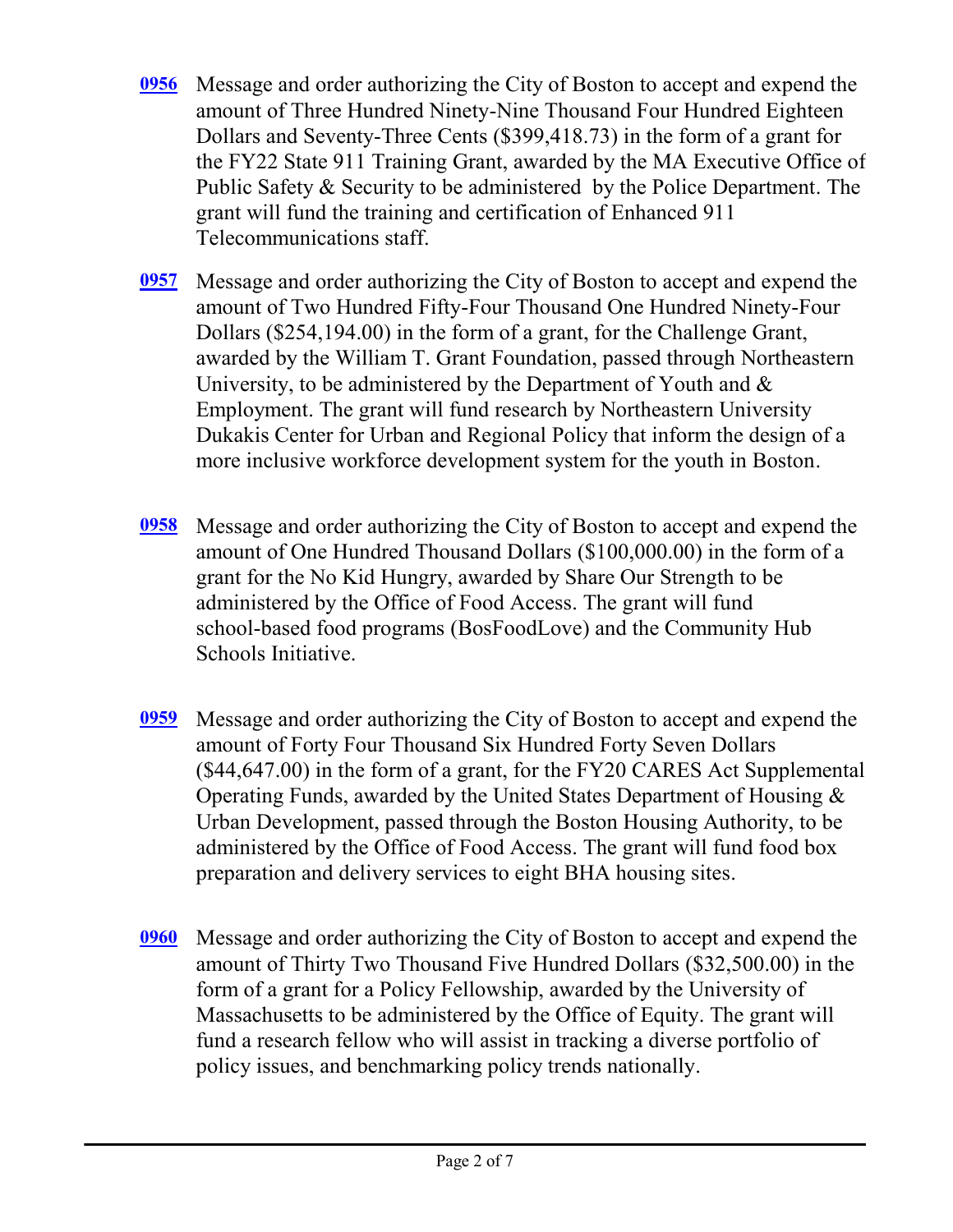**0956** Message and order authorizing the City of Boston to accept and expend the amount of Three Hundred Ninety-Nine Thousand Four Hundred Eighteen Dollars and Seventy-Three Cents ($399,418.73) in the form of a grant for the FY22 State 911 Training Grant, awarded by the MA Executive Office of Public Safety & Security to be administered by the Police Department. The grant will fund the training and certification of Enhanced 911 Telecommunications staff.

**0957** Message and order authorizing the City of Boston to accept and expend the amount of Two Hundred Fifty-Four Thousand One Hundred Ninety-Four Dollars ($254,194.00) in the form of a grant, for the Challenge Grant, awarded by the William T. Grant Foundation, passed through Northeastern University, to be administered by the Department of Youth and & Employment. The grant will fund research by Northeastern University Dukakis Center for Urban and Regional Policy that inform the design of a more inclusive workforce development system for the youth in Boston.

**0958** Message and order authorizing the City of Boston to accept and expend the amount of One Hundred Thousand Dollars ($100,000.00) in the form of a grant for the No Kid Hungry, awarded by Share Our Strength to be administered by the Office of Food Access. The grant will fund school-based food programs (BosFoodLove) and the Community Hub Schools Initiative.

**0959** Message and order authorizing the City of Boston to accept and expend the amount of Forty Four Thousand Six Hundred Forty Seven Dollars ($44,647.00) in the form of a grant, for the FY20 CARES Act Supplemental Operating Funds, awarded by the United States Department of Housing & Urban Development, passed through the Boston Housing Authority, to be administered by the Office of Food Access. The grant will fund food box preparation and delivery services to eight BHA housing sites.

**0960** Message and order authorizing the City of Boston to accept and expend the amount of Thirty Two Thousand Five Hundred Dollars ($32,500.00) in the form of a grant for a Policy Fellowship, awarded by the University of Massachusetts to be administered by the Office of Equity. The grant will fund a research fellow who will assist in tracking a diverse portfolio of policy issues, and benchmarking policy trends nationally.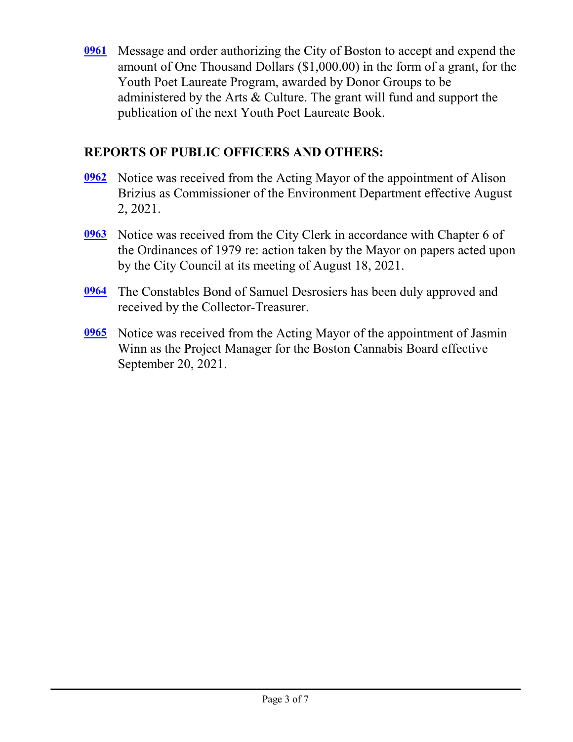**0961** Message and order authorizing the City of Boston to accept and expend the amount of One Thousand Dollars ($1,000.00) in the form of a grant, for the Youth Poet Laureate Program, awarded by Donor Groups to be administered by the Arts & Culture. The grant will fund and support the publication of the next Youth Poet Laureate Book.

## REPORTS OF PUBLIC OFFICERS AND OTHERS:

**0962** Notice was received from the Acting Mayor of the appointment of Alison Brizius as Commissioner of the Environment Department effective August 2, 2021.

**0963** Notice was received from the City Clerk in accordance with Chapter 6 of the Ordinances of 1979 re: action taken by the Mayor on papers acted upon by the City Council at its meeting of August 18, 2021.

**0964** The Constables Bond of Samuel Desrosiers has been duly approved and received by the Collector-Treasurer.

**0965** Notice was received from the Acting Mayor of the appointment of Jasmin Winn as the Project Manager for the Boston Cannabis Board effective September 20, 2021.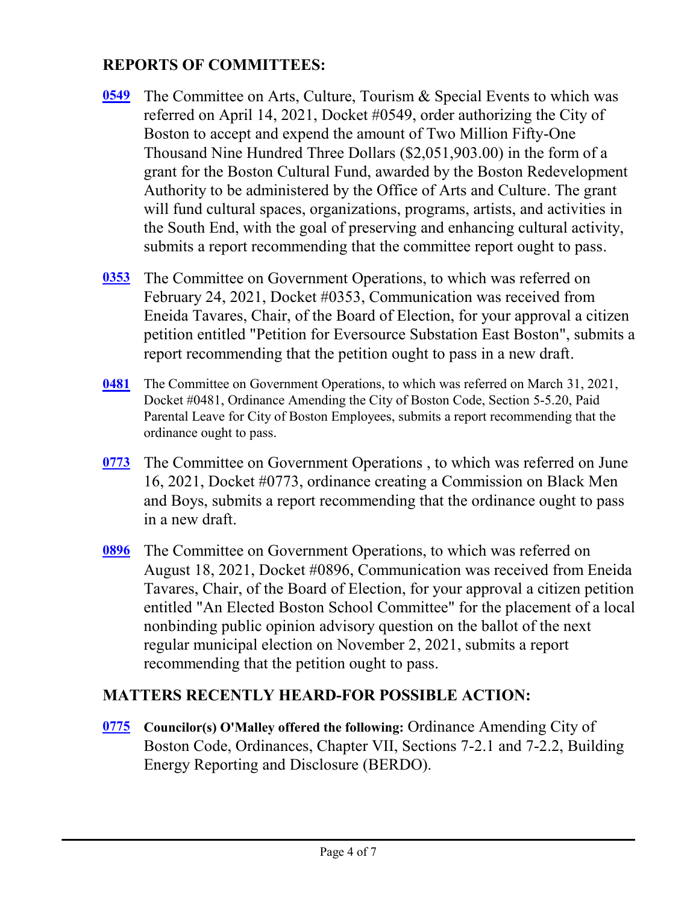## REPORTS OF COMMITTEES:

**0549** The Committee on Arts, Culture, Tourism & Special Events to which was referred on April 14, 2021, Docket #0549, order authorizing the City of Boston to accept and expend the amount of Two Million Fifty-One Thousand Nine Hundred Three Dollars ($2,051,903.00) in the form of a grant for the Boston Cultural Fund, awarded by the Boston Redevelopment Authority to be administered by the Office of Arts and Culture. The grant will fund cultural spaces, organizations, programs, artists, and activities in the South End, with the goal of preserving and enhancing cultural activity, submits a report recommending that the committee report ought to pass.

**0353** The Committee on Government Operations, to which was referred on February 24, 2021, Docket #0353, Communication was received from Eneida Tavares, Chair, of the Board of Election, for your approval a citizen petition entitled "Petition for Eversource Substation East Boston", submits a report recommending that the petition ought to pass in a new draft.

**0481** The Committee on Government Operations, to which was referred on March 31, 2021, Docket #0481, Ordinance Amending the City of Boston Code, Section 5-5.20, Paid Parental Leave for City of Boston Employees, submits a report recommending that the ordinance ought to pass.

**0773** The Committee on Government Operations , to which was referred on June 16, 2021, Docket #0773, ordinance creating a Commission on Black Men and Boys, submits a report recommending that the ordinance ought to pass in a new draft.

**0896** The Committee on Government Operations, to which was referred on August 18, 2021, Docket #0896, Communication was received from Eneida Tavares, Chair, of the Board of Election, for your approval a citizen petition entitled "An Elected Boston School Committee" for the placement of a local nonbinding public opinion advisory question on the ballot of the next regular municipal election on November 2, 2021, submits a report recommending that the petition ought to pass.

## MATTERS RECENTLY HEARD-FOR POSSIBLE ACTION:

**0775** **Councilor(s) O'Malley offered the following:** Ordinance Amending City of Boston Code, Ordinances, Chapter VII, Sections 7-2.1 and 7-2.2, Building Energy Reporting and Disclosure (BERDO).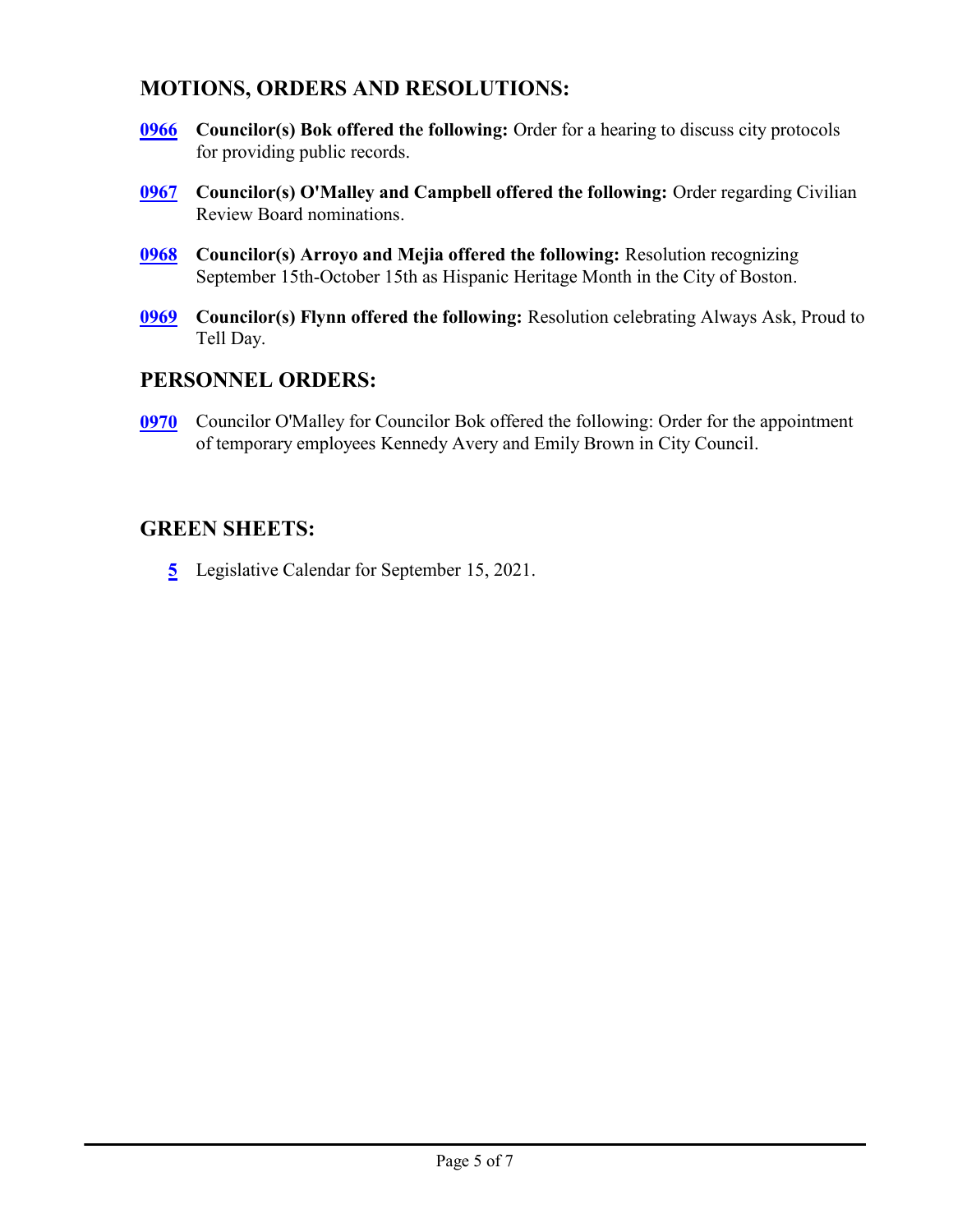## MOTIONS, ORDERS AND RESOLUTIONS:

**0966** **Councilor(s) Bok offered the following:** Order for a hearing to discuss city protocols for providing public records.

**0967** **Councilor(s) O'Malley and Campbell offered the following:** Order regarding Civilian Review Board nominations.

**0968** **Councilor(s) Arroyo and Mejia offered the following:** Resolution recognizing September 15th-October 15th as Hispanic Heritage Month in the City of Boston.

**0969** **Councilor(s) Flynn offered the following:** Resolution celebrating Always Ask, Proud to Tell Day.

## PERSONNEL ORDERS:

**0970** Councilor O'Malley for Councilor Bok offered the following: Order for the appointment of temporary employees Kennedy Avery and Emily Brown in City Council.

## GREEN SHEETS:

**5** Legislative Calendar for September 15, 2021.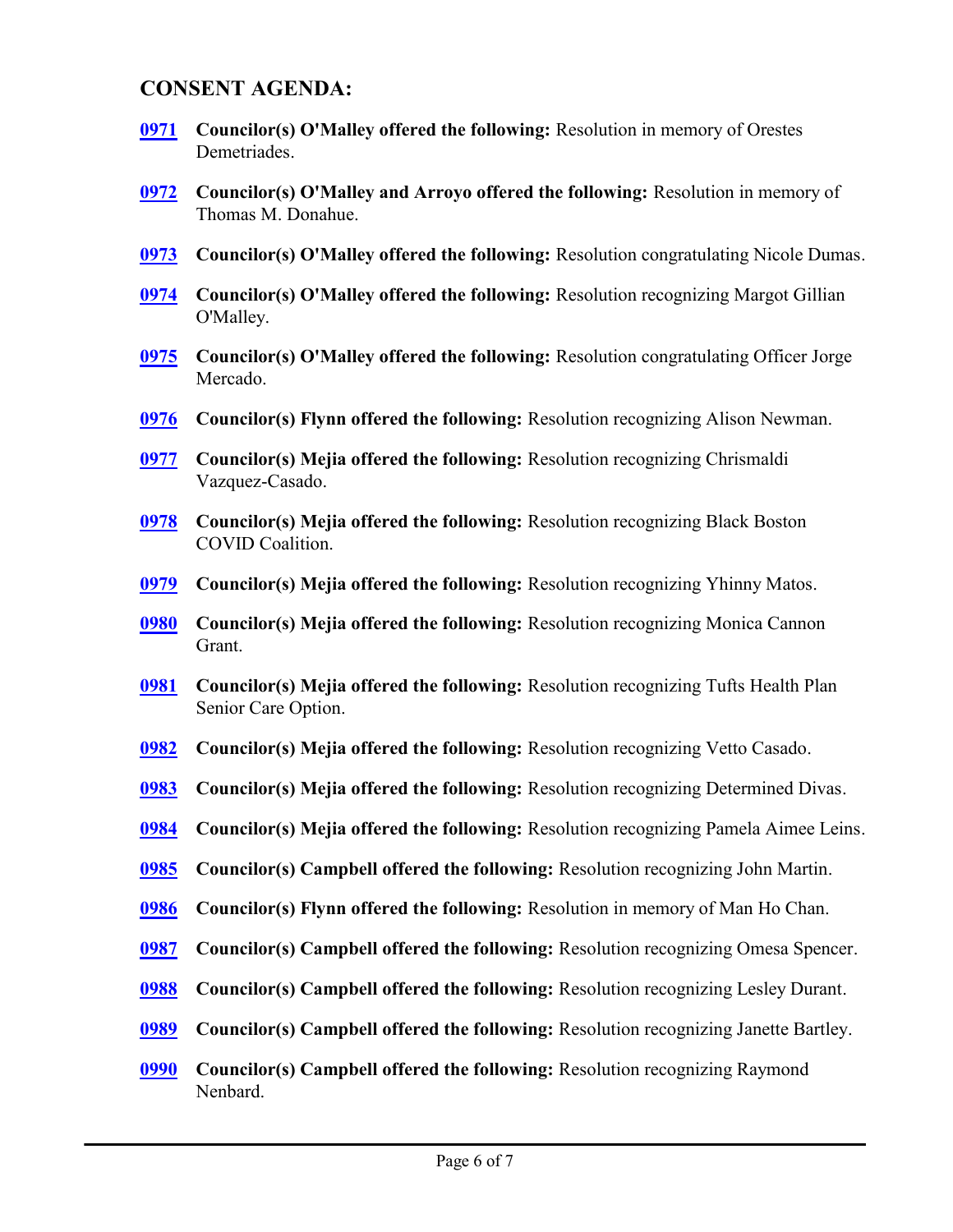## CONSENT AGENDA:

**0971** **Councilor(s) O'Malley offered the following:** Resolution in memory of Orestes Demetriades.

**0972** **Councilor(s) O'Malley and Arroyo offered the following:** Resolution in memory of Thomas M. Donahue.

**0973** **Councilor(s) O'Malley offered the following:** Resolution congratulating Nicole Dumas.

**0974** **Councilor(s) O'Malley offered the following:** Resolution recognizing Margot Gillian O'Malley.

**0975** **Councilor(s) O'Malley offered the following:** Resolution congratulating Officer Jorge Mercado.

**0976** **Councilor(s) Flynn offered the following:** Resolution recognizing Alison Newman.

**0977** **Councilor(s) Mejia offered the following:** Resolution recognizing Chrismaldi Vazquez-Casado.

**0978** **Councilor(s) Mejia offered the following:** Resolution recognizing Black Boston COVID Coalition.

**0979** **Councilor(s) Mejia offered the following:** Resolution recognizing Yhinny Matos.

**0980** **Councilor(s) Mejia offered the following:** Resolution recognizing Monica Cannon Grant.

**0981** **Councilor(s) Mejia offered the following:** Resolution recognizing Tufts Health Plan Senior Care Option.

**0982** **Councilor(s) Mejia offered the following:** Resolution recognizing Vetto Casado.

**0983** **Councilor(s) Mejia offered the following:** Resolution recognizing Determined Divas.

**0984** **Councilor(s) Mejia offered the following:** Resolution recognizing Pamela Aimee Leins.

**0985** **Councilor(s) Campbell offered the following:** Resolution recognizing John Martin.

**0986** **Councilor(s) Flynn offered the following:** Resolution in memory of Man Ho Chan.

**0987** **Councilor(s) Campbell offered the following:** Resolution recognizing Omesa Spencer.

**0988** **Councilor(s) Campbell offered the following:** Resolution recognizing Lesley Durant.

**0989** **Councilor(s) Campbell offered the following:** Resolution recognizing Janette Bartley.

**0990** **Councilor(s) Campbell offered the following:** Resolution recognizing Raymond Nenbard.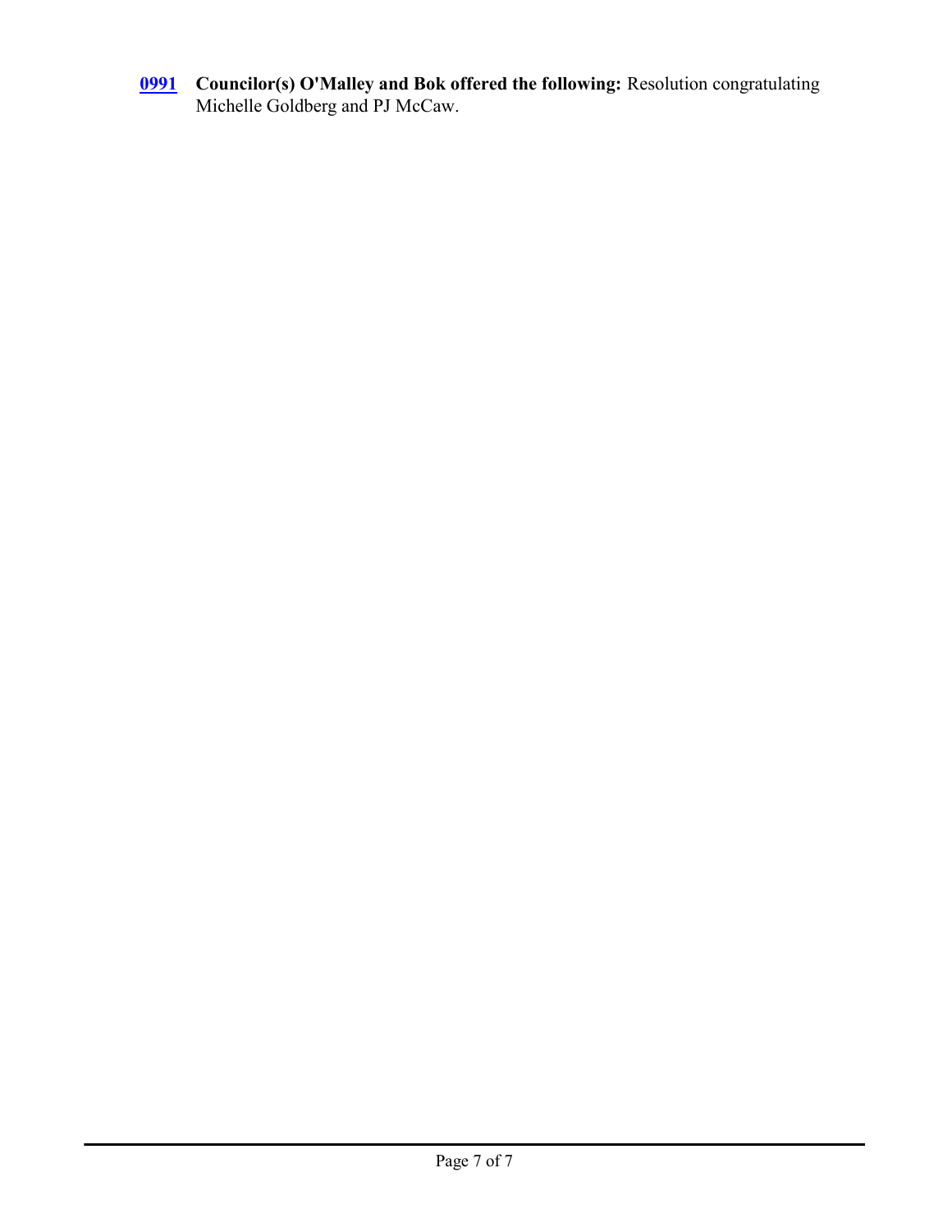**0991** **Councilor(s) O'Malley and Bok offered the following:** Resolution congratulating Michelle Goldberg and PJ McCaw.